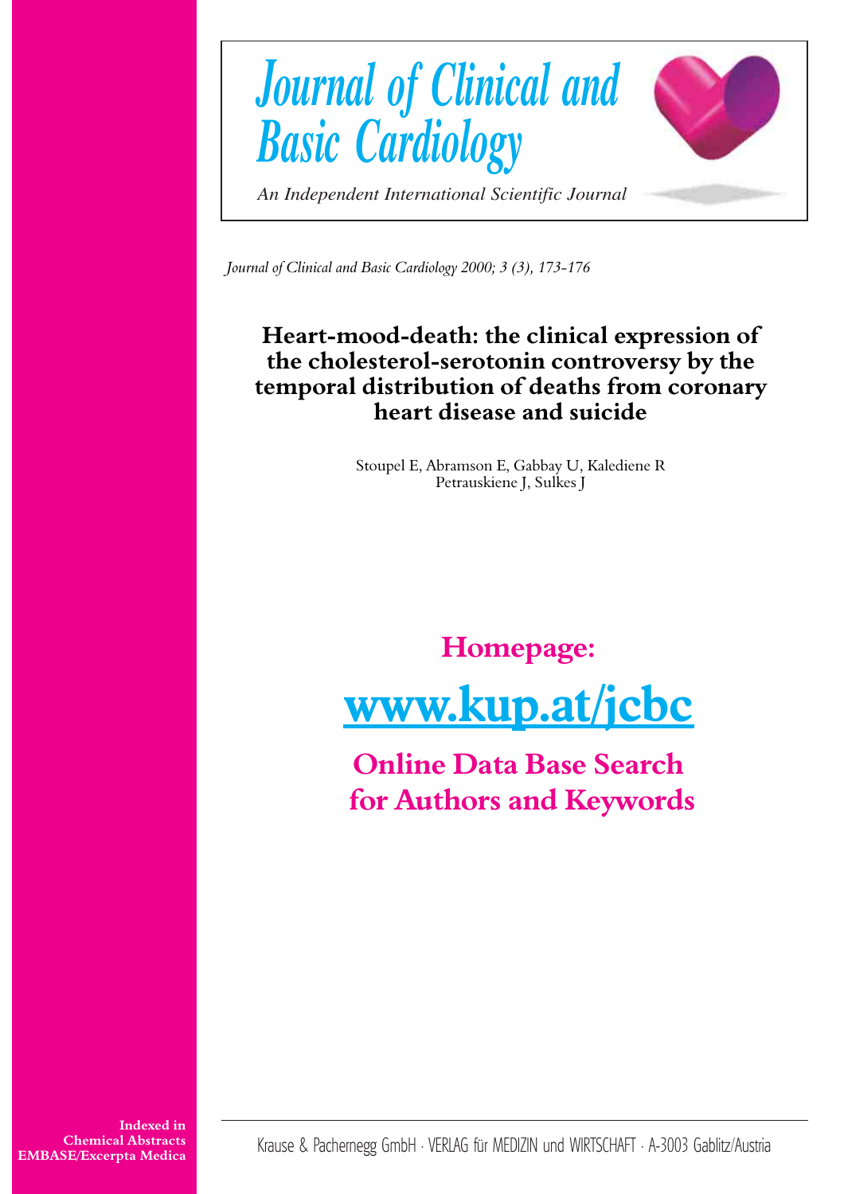# Journal of Clinical and Basic Cardiology

*An Independent International Scientific Journal*

*Journal of Clinical and Basic Cardiology 2000; 3 (3), 173-176*

## Heart-mood-death: the clinical expression of the cholesterol-serotonin controversy by the temporal distribution of deaths from coronary heart disease and suicide

Stoupel E, Abramson E, Gabbay U, Kalediene R
Petrauskiene J, Sulkes J

**Homepage:**

**www.kup.at/jcbc**

**Online Data Base Search for Authors and Keywords**

**Indexed in Chemical Abstracts EMBASE/Excerpta Medica**

Krause & Pachernegg GmbH · VERLAG für MEDIZIN und WIRTSCHAFT · A-3003 Gablitz/Austria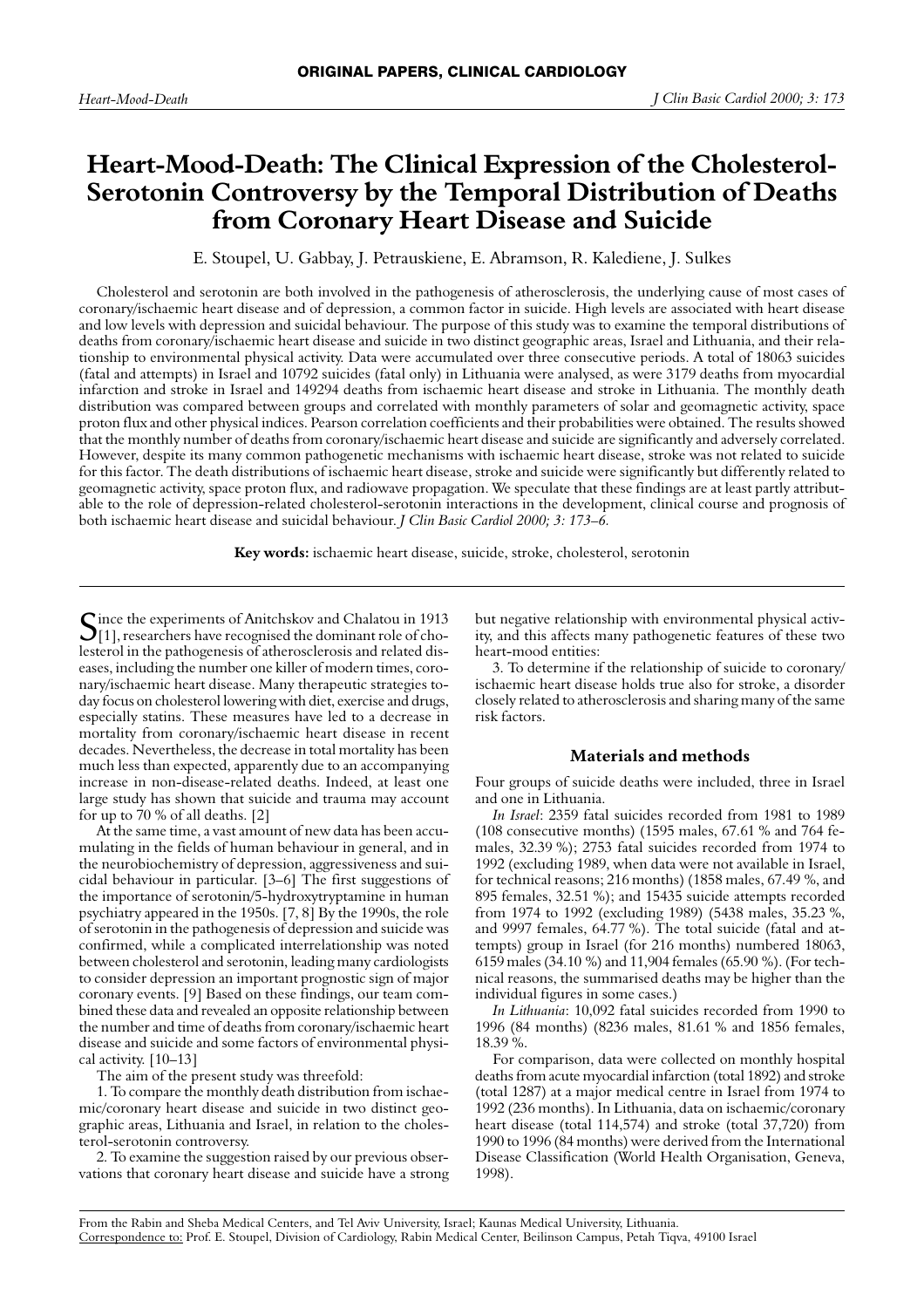# Heart-Mood-Death: The Clinical Expression of the Cholesterol-Serotonin Controversy by the Temporal Distribution of Deaths from Coronary Heart Disease and Suicide

E. Stoupel, U. Gabbay, J. Petrauskiene, E. Abramson, R. Kalediene, J. Sulkes

Cholesterol and serotonin are both involved in the pathogenesis of atherosclerosis, the underlying cause of most cases of coronary/ischaemic heart disease and of depression, a common factor in suicide. High levels are associated with heart disease and low levels with depression and suicidal behaviour. The purpose of this study was to examine the temporal distributions of deaths from coronary/ischaemic heart disease and suicide in two distinct geographic areas, Israel and Lithuania, and their relationship to environmental physical activity. Data were accumulated over three consecutive periods. A total of 18063 suicides (fatal and attempts) in Israel and 10792 suicides (fatal only) in Lithuania were analysed, as were 3179 deaths from myocardial infarction and stroke in Israel and 149294 deaths from ischaemic heart disease and stroke in Lithuania. The monthly death distribution was compared between groups and correlated with monthly parameters of solar and geomagnetic activity, space proton flux and other physical indices. Pearson correlation coefficients and their probabilities were obtained. The results showed that the monthly number of deaths from coronary/ischaemic heart disease and suicide are significantly and adversely correlated. However, despite its many common pathogenetic mechanisms with ischaemic heart disease, stroke was not related to suicide for this factor. The death distributions of ischaemic heart disease, stroke and suicide were significantly but differently related to geomagnetic activity, space proton flux, and radiowave propagation. We speculate that these findings are at least partly attributable to the role of depression-related cholesterol-serotonin interactions in the development, clinical course and prognosis of both ischaemic heart disease and suicidal behaviour. *J Clin Basic Cardiol 2000; 3: 173–6.*

**Key words:** ischaemic heart disease, suicide, stroke, cholesterol, serotonin

Since the experiments of Anitchskov and Chalatou in 1913 [1], researchers have recognised the dominant role of cholesterol in the pathogenesis of atherosclerosis and related diseases, including the number one killer of modern times, coronary/ischaemic heart disease. Many therapeutic strategies today focus on cholesterol lowering with diet, exercise and drugs, especially statins. These measures have led to a decrease in mortality from coronary/ischaemic heart disease in recent decades. Nevertheless, the decrease in total mortality has been much less than expected, apparently due to an accompanying increase in non-disease-related deaths. Indeed, at least one large study has shown that suicide and trauma may account for up to 70 % of all deaths. [2]

At the same time, a vast amount of new data has been accumulating in the fields of human behaviour in general, and in the neurobiochemistry of depression, aggressiveness and suicidal behaviour in particular. [3–6] The first suggestions of the importance of serotonin/5-hydroxytryptamine in human psychiatry appeared in the 1950s. [7, 8] By the 1990s, the role of serotonin in the pathogenesis of depression and suicide was confirmed, while a complicated interrelationship was noted between cholesterol and serotonin, leading many cardiologists to consider depression an important prognostic sign of major coronary events. [9] Based on these findings, our team combined these data and revealed an opposite relationship between the number and time of deaths from coronary/ischaemic heart disease and suicide and some factors of environmental physical activity. [10–13]

The aim of the present study was threefold:

1. To compare the monthly death distribution from ischaemic/coronary heart disease and suicide in two distinct geographic areas, Lithuania and Israel, in relation to the cholesterol-serotonin controversy.
2. To examine the suggestion raised by our previous observations that coronary heart disease and suicide have a strong but negative relationship with environmental physical activity, and this affects many pathogenetic features of these two heart-mood entities:
3. To determine if the relationship of suicide to coronary/ischaemic heart disease holds true also for stroke, a disorder closely related to atherosclerosis and sharing many of the same risk factors.

## Materials and methods

Four groups of suicide deaths were included, three in Israel and one in Lithuania.

*In Israel*: 2359 fatal suicides recorded from 1981 to 1989 (108 consecutive months) (1595 males, 67.61 % and 764 females, 32.39 %); 2753 fatal suicides recorded from 1974 to 1992 (excluding 1989, when data were not available in Israel, for technical reasons; 216 months) (1858 males, 67.49 %, and 895 females, 32.51 %); and 15435 suicide attempts recorded from 1974 to 1992 (excluding 1989) (5438 males, 35.23 %, and 9997 females, 64.77 %). The total suicide (fatal and attempts) group in Israel (for 216 months) numbered 18063, 6159 males (34.10 %) and 11,904 females (65.90 %). (For technical reasons, the summarised deaths may be higher than the individual figures in some cases.)

*In Lithuania*: 10,092 fatal suicides recorded from 1990 to 1996 (84 months) (8236 males, 81.61 % and 1856 females, 18.39 %.

For comparison, data were collected on monthly hospital deaths from acute myocardial infarction (total 1892) and stroke (total 1287) at a major medical centre in Israel from 1974 to 1992 (236 months). In Lithuania, data on ischaemic/coronary heart disease (total 114,574) and stroke (total 37,720) from 1990 to 1996 (84 months) were derived from the International Disease Classification (World Health Organisation, Geneva, 1998).

From the Rabin and Sheba Medical Centers, and Tel Aviv University, Israel; Kaunas Medical University, Lithuania.
Correspondence to: Prof. E. Stoupel, Division of Cardiology, Rabin Medical Center, Beilinson Campus, Petah Tiqva, 49100 Israel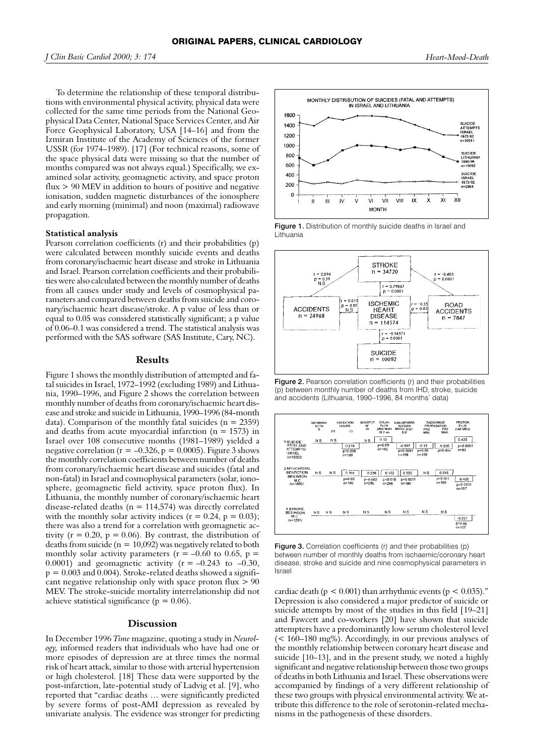To determine the relationship of these temporal distributions with environmental physical activity, physical data were collected for the same time periods from the National Geophysical Data Center, National Space Services Center, and Air Force Geophysical Laboratory, USA [14–16] and from the Izmiran Institute of the Academy of Sciences of the former USSR (for 1974–1989). [17] (For technical reasons, some of the space physical data were missing so that the number of months compared was not always equal.) Specifically, we examined solar activity, geomagnetic activity, and space proton flux > 90 MEV in addition to hours of positive and negative ionisation, sudden magnetic disturbances of the ionosphere and early morning (minimal) and noon (maximal) radiowave propagation.

### Statistical analysis

Pearson correlation coefficients (r) and their probabilities (p) were calculated between monthly suicide events and deaths from coronary/ischaemic heart disease and stroke in Lithuania and Israel. Pearson correlation coefficients and their probabilities were also calculated between the monthly number of deaths from all causes under study and levels of cosmophysical parameters and compared between deaths from suicide and coronary/ischaemic heart disease/stroke. A p value of less than or equal to 0.05 was considered statistically significant; a p value of 0.06–0.1 was considered a trend. The statistical analysis was performed with the SAS software (SAS Institute, Cary, NC).

## Results

Figure 1 shows the monthly distribution of attempted and fatal suicides in Israel, 1972–1992 (excluding 1989) and Lithuania, 1990–1996, and Figure 2 shows the correlation between monthly number of deaths from coronary/ischaemic heart disease and stroke and suicide in Lithuania, 1990–1996 (84-month data). Comparison of the monthly fatal suicides ($n = 2359$) and deaths from acute myocardial infarction ($n = 1573$) in Israel over 108 consecutive months (1981–1989) yielded a negative correlation ($r = -0.326$, $p = 0.0005$). Figure 3 shows the monthly correlation coefficients between number of deaths from coronary/ischaemic heart disease and suicides (fatal and non-fatal) in Israel and cosmophysical parameters (solar, ionosphere, geomagnetic field activity, space proton flux). In Lithuania, the monthly number of coronary/ischaemic heart disease-related deaths ($n = 114{,}574$) was directly correlated with the monthly solar activity indices ($r = 0.24$, $p = 0.03$); there was also a trend for a correlation with geomagnetic activity ($r = 0.20$, $p = 0.06$). By contrast, the distribution of deaths from suicide ($n = 10{,}092$) was negatively related to both monthly solar activity parameters ($r = -0.60$ to $0.65$, $p = 0.0001$) and geomagnetic activity ($r = -0.243$ to $-0.30$, $p = 0.003$ and $0.004$). Stroke-related deaths showed a significant negative relationship only with space proton flux > 90 MEV. The stroke-suicide mortality interrelationship did not achieve statistical significance ($p = 0.06$).

## Discussion

In December 1996 *Time* magazine, quoting a study in *Neurology,* informed readers that individuals who have had one or more episodes of depression are at three times the normal risk of heart attack, similar to those with arterial hypertension or high cholesterol. [18] These data were supported by the post-infarction, late-potential study of Ladvig et al. [9], who reported that "cardiac deaths … were significantly predicted by severe forms of post-AMI depression as revealed by univariate analysis. The evidence was stronger for predicting cardiac death ($p < 0.001$) than arrhythmic events ($p < 0.035$)." Depression is also considered a major predictor of suicide or suicide attempts by most of the studies in this field [19–21] and Fawcett and co-workers [20] have shown that suicide attempters have a predominantly low serum cholesterol level (< 160–180 mg%). Accordingly, in our previous analyses of the monthly relationship between coronary heart disease and suicide [10–13], and in the present study, we noted a highly significant and negative relationship between those two groups of deaths in both Lithuania and Israel. These observations were accompanied by findings of a very different relationship of these two groups with physical environmental activity. We attribute this difference to the role of serotonin-related mechanisms in the pathogenesis of these disorders.

**Figure 1.** Distribution of monthly suicide deaths in Israel and Lithuania

**Figure 2.** Pearson correlation coefficients (r) and their probabilities (p) between monthly number of deaths from IHD, stroke, suicide and accidents (Lithuania, 1990–1996, 84 months' data)

**Figure 3.** Correlation coefficients (r) and their probabilities (p) between number of monthly deaths from ischaemic/coronary heart disease, stroke and suicide and nine cosmophysical parameters in Israel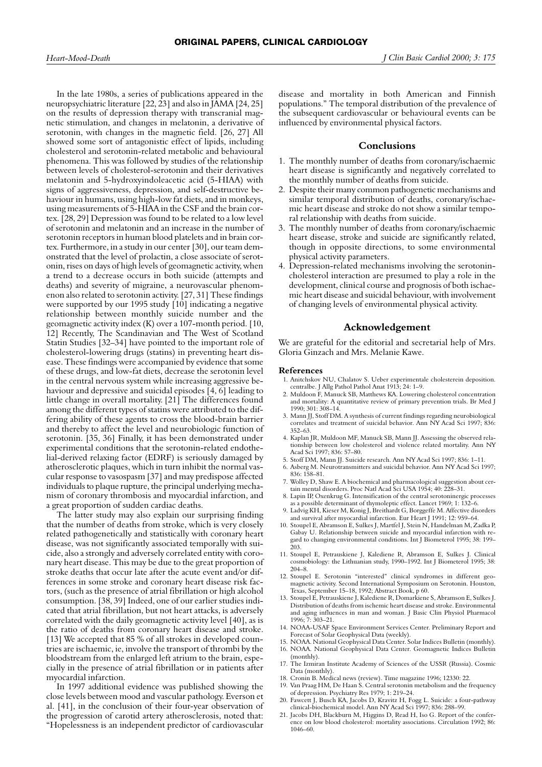In the late 1980s, a series of publications appeared in the neuropsychiatric literature [22, 23] and also in JAMA [24, 25] on the results of depression therapy with transcranial magnetic stimulation, and changes in melatonin, a derivative of serotonin, with changes in the magnetic field. [26, 27] All showed some sort of antagonistic effect of lipids, including cholesterol and serotonin-related metabolic and behavioural phenomena. This was followed by studies of the relationship between levels of cholesterol-serotonin and their derivatives melatonin and 5-hydroxyindoleacetic acid (5-HIAA) with signs of aggressiveness, depression, and self-destructive behaviour in humans, using high-low fat diets, and in monkeys, using measurements of 5-HIAA in the CSF and the brain cortex. [28, 29] Depression was found to be related to a low level of serotonin and melatonin and an increase in the number of serotonin receptors in human blood platelets and in brain cortex. Furthermore, in a study in our center [30], our team demonstrated that the level of prolactin, a close associate of serotonin, rises on days of high levels of geomagnetic activity, when a trend to a decrease occurs in both suicide (attempts and deaths) and severity of migraine, a neurovascular phenomenon also related to serotonin activity. [27, 31] These findings were supported by our 1995 study [10] indicating a negative relationship between monthly suicide number and the geomagnetic activity index (K) over a 107-month period. [10, 12] Recently, The Scandinavian and The West of Scotland Statin Studies [32–34] have pointed to the important role of cholesterol-lowering drugs (statins) in preventing heart disease. These findings were accompanied by evidence that some of these drugs, and low-fat diets, decrease the serotonin level in the central nervous system while increasing aggressive behaviour and depressive and suicidal episodes [4, 6] leading to little change in overall mortality. [21] The differences found among the different types of statins were attributed to the differing ability of these agents to cross the blood-brain barrier and thereby to affect the level and neurobiologic function of serotonin. [35, 36] Finally, it has been demonstrated under experimental conditions that the serotonin-related endothelial-derived relaxing factor (EDRF) is seriously damaged by atherosclerotic plaques, which in turn inhibit the normal vascular response to vasospasm [37] and may predispose affected individuals to plaque rupture, the principal underlying mechanism of coronary thrombosis and myocardial infarction, and a great proportion of sudden cardiac deaths.

The latter study may also explain our surprising finding that the number of deaths from stroke, which is very closely related pathogenetically and statistically with coronary heart disease, was not significantly associated temporally with suicide, also a strongly and adversely correlated entity with coronary heart disease. This may be due to the great proportion of stroke deaths that occur late after the acute event and/or differences in some stroke and coronary heart disease risk factors, (such as the presence of atrial fibrillation or high alcohol consumption. [38, 39] Indeed, one of our earlier studies indicated that atrial fibrillation, but not heart attacks, is adversely correlated with the daily geomagnetic activity level [40], as is the ratio of deaths from coronary heart disease and stroke. [13] We accepted that 85 % of all strokes in developed countries are ischaemic, ie, involve the transport of thrombi by the bloodstream from the enlarged left atrium to the brain, especially in the presence of atrial fibrillation or in patients after myocardial infarction.

In 1997 additional evidence was published showing the close levels between mood and vascular pathology. Everson et al. [41], in the conclusion of their four-year observation of the progression of carotid artery atherosclerosis, noted that: "Hopelessness is an independent predictor of cardiovascular disease and mortality in both American and Finnish populations." The temporal distribution of the prevalence of the subsequent cardiovascular or behavioural events can be influenced by environmental physical factors.

## Conclusions

1. The monthly number of deaths from coronary/ischaemic heart disease is significantly and negatively correlated to the monthly number of deaths from suicide.
2. Despite their many common pathogenetic mechanisms and similar temporal distribution of deaths, coronary/ischaemic heart disease and stroke do not show a similar temporal relationship with deaths from suicide.
3. The monthly number of deaths from coronary/ischaemic heart disease, stroke and suicide are significantly related, though in opposite directions, to some environmental physical activity parameters.
4. Depression-related mechanisms involving the serotonin-cholesterol interaction are presumed to play a role in the development, clinical course and prognosis of both ischaemic heart disease and suicidal behaviour, with involvement of changing levels of environmental physical activity.

## Acknowledgement

We are grateful for the editorial and secretarial help of Mrs. Gloria Ginzach and Mrs. Melanie Kawe.

### References

1. Anitchskov NU, Chalatov S. Ueber experimentale cholesterein deposition. centralbe. J Allg Pathol Pathol Anat 1913; 24: 1–9.
2. Muldoon F, Manuck SB, Matthews KA. Lowering cholesterol concentration and mortality: A quantitative review of primary prevention trials. Br Med J 1990; 301: 308–14.
3. Mann JJ, Stoff DM. A synthesis of current findings regarding neurobiological correlates and treatment of suicidal behavior. Ann NY Acad Sci 1997; 836: 352–63.
4. Kaplan JR, Muldoon MF, Manuck SB, Mann JJ. Assessing the observed relationship between low cholesterol and violence related mortality. Ann NY Acad Sci 1997; 836: 57–80.
5. Stoff DM, Mann JJ. Suicide research. Ann NY Acad Sci 1997; 836: 1–11.
6. Asberg M. Neurotransmitters and suicidal behavior. Ann NY Acad Sci 1997; 836: 158–81.
7. Wolley D, Shaw E. A biochemical and pharmacological suggestion about certain mental disorders. Proc Natl Acad Sci USA 1954; 40: 228–31.
8. Lapin IP, Oxenkrug G. Intensification of the central serotoninergic processes as a possible determinant of thymoleptic effect. Lancet 1969; 1: 132–6.
9. Ladwig KH, Kieser M, Konig J, Breithardt G, Borggeffe M. Affective disorders and survival after myocardial infarction. Eur Heart J 1991; 12: 959–64.
10. Stoupel E, Abramson E, Sulkes J, Martfel J, Stein N, Handelman M, Zadka P, Gabay U. Relationship between suicide and myocardial infarction with regard to changing environmental conditions. Int J Biometerol 1995; 38: 199–203.
11. Stoupel E, Petrauskiene J, Kalediene R, Abramson E, Sulkes J. Clinical cosmobiology: the Lithuanian study, 1990–1992. Int J Biometerol 1995; 38: 204–8.
12. Stoupel E. Serotonin "interested" clinical syndromes in different geomagnetic activity. Second International Symposium on Serotonin. Houston, Texas, September 15–18, 1992; Abstract Book, p 60.
13. Stoupel E, Petrauskiene J, Kalediene R, Domarkiene S, Abramson E, Sulkes J. Distribution of deaths from ischemic heart disease and stroke. Environmental and aging influences in man and woman. J Basic Clin Physiol Pharmacol 1996; 7: 303–21.
14. NOAA-USAF Space Environment Services Center. Preliminary Report and Forecast of Solar Geophysical Data (weekly).
15. NOAA. National Geophysical Data Center. Solar Indices Bulletin (monthly).
16. NOAA. National Geophysical Data Center. Geomagnetic Indices Bulletin (monthly).
17. The Izmiran Institute Academy of Sciences of the USSR (Russia). Cosmic Data (monthly).
18. Cronin B. Medical news (review). Time magazine 1996; 12330: 22.
19. Van Praag HM, De Haan S. Central serotonin metabolism and the frequency of depression. Psychiatry Res 1979; 1: 219–24.
20. Fawcett J, Busch KA, Jacobs D, Kravitz H, Fogg L. Suicide: a four-pathway clinical-biochemical model. Ann NY Acad Sci 1997; 836: 288–99.
21. Jacobs DH, Blackburn M, Higgins D, Read H, Iso G. Report of the conference on low blood cholesterol: mortality associations. Circulation 1992; 86: 1046–60.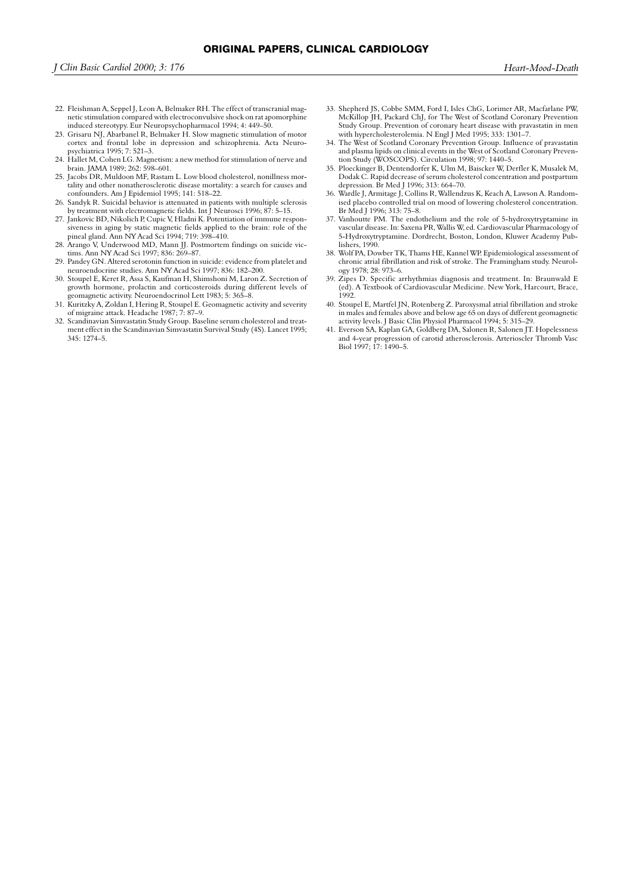22. Fleishman A, Seppel J, Leon A, Belmaker RH. The effect of transcranial magnetic stimulation compared with electroconvulsive shock on rat apomorphine induced stereotypy. Eur Neuropsychopharmacol 1994; 4: 449–50.
23. Grisaru NJ, Abarbanel R, Belmaker H. Slow magnetic stimulation of motor cortex and frontal lobe in depression and schizophrenia. Acta Neuropsychiatrica 1995; 7: 521–3.
24. Hallet M, Cohen LG. Magnetism: a new method for stimulation of nerve and brain. JAMA 1989; 262: 598–601.
25. Jacobs DR, Muldoon MF, Rastam L. Low blood cholesterol, nonillness mortality and other nonatherosclerotic disease mortality: a search for causes and confounders. Am J Epidemiol 1995; 141: 518–22.
26. Sandyk R. Suicidal behavior is attenuated in patients with multiple sclerosis by treatment with electromagnetic fields. Int J Neurosci 1996; 87: 5–15.
27. Jankovic BD, Nikolich P, Cupic V, Hladni K. Potentiation of immune responsiveness in aging by static magnetic fields applied to the brain: role of the pineal gland. Ann NY Acad Sci 1994; 719: 398–410.
28. Arango V, Underwood MD, Mann JJ. Postmortem findings on suicide victims. Ann NY Acad Sci 1997; 836: 269–87.
29. Pandey GN. Altered serotonin function in suicide: evidence from platelet and neuroendocrine studies. Ann NY Acad Sci 1997; 836: 182–200.
30. Stoupel E, Keret R, Assa S, Kaufman H, Shimshoni M, Laron Z. Secretion of growth hormone, prolactin and corticosteroids during different levels of geomagnetic activity. Neuroendocrinol Lett 1983; 5: 365–8.
31. Kuritzky A, Zoldan I, Hering R, Stoupel E. Geomagnetic activity and severity of migraine attack. Headache 1987; 7: 87–9.
32. Scandinavian Simvastatin Study Group. Baseline serum cholesterol and treatment effect in the Scandinavian Simvastatin Survival Study (4S). Lancet 1995; 345: 1274–5.
33. Shepherd JS, Cobbe SMM, Ford I, Isles ChG, Lorimer AR, Macfarlane PW, McKillop JH, Packard ChJ, for The West of Scotland Coronary Prevention Study Group. Prevention of coronary heart disease with pravastatin in men with hypercholesterolemia. N Engl J Med 1995; 333: 1301–7.
34. The West of Scotland Coronary Prevention Group. Influence of pravastatin and plasma lipids on clinical events in the West of Scotland Coronary Prevention Study (WOSCOPS). Circulation 1998; 97: 1440–5.
35. Ploeckinger B, Dentendorfer K, Ulm M, Baiscker W, Derfler K, Musalek M, Dodak C. Rapid decrease of serum cholesterol concentration and postpartum depression. Br Med J 1996; 313: 664–70.
36. Wardle J, Armitage J, Collins R, Wallendzus K, Keach A, Lawson A. Randomised placebo controlled trial on mood of lowering cholesterol concentration. Br Med J 1996; 313: 75–8.
37. Vanhoutte PM. The endothelium and the role of 5-hydroxytryptamine in vascular disease. In: Saxena PR, Wallis W, ed. Cardiovascular Pharmacology of 5-Hydroxytryptamine. Dordrecht, Boston, London, Kluwer Academy Publishers, 1990.
38. Wolf PA, Dowber TK, Thams HE, Kannel WP. Epidemiological assessment of chronic atrial fibrillation and risk of stroke. The Framingham study. Neurology 1978; 28: 973–6.
39. Zipes D. Specific arrhythmias diagnosis and treatment. In: Braunwald E (ed). A Textbook of Cardiovascular Medicine. New York, Harcourt, Brace, 1992.
40. Stoupel E, Martfel JN, Rotenberg Z. Paroxysmal atrial fibrillation and stroke in males and females above and below age 65 on days of different geomagnetic activity levels. J Basic Clin Physiol Pharmacol 1994; 5: 315–29.
41. Everson SA, Kaplan GA, Goldberg DA, Salonen R, Salonen JT. Hopelessness and 4-year progression of carotid atherosclerosis. Arterioscler Thromb Vasc Biol 1997; 17: 1490–5.